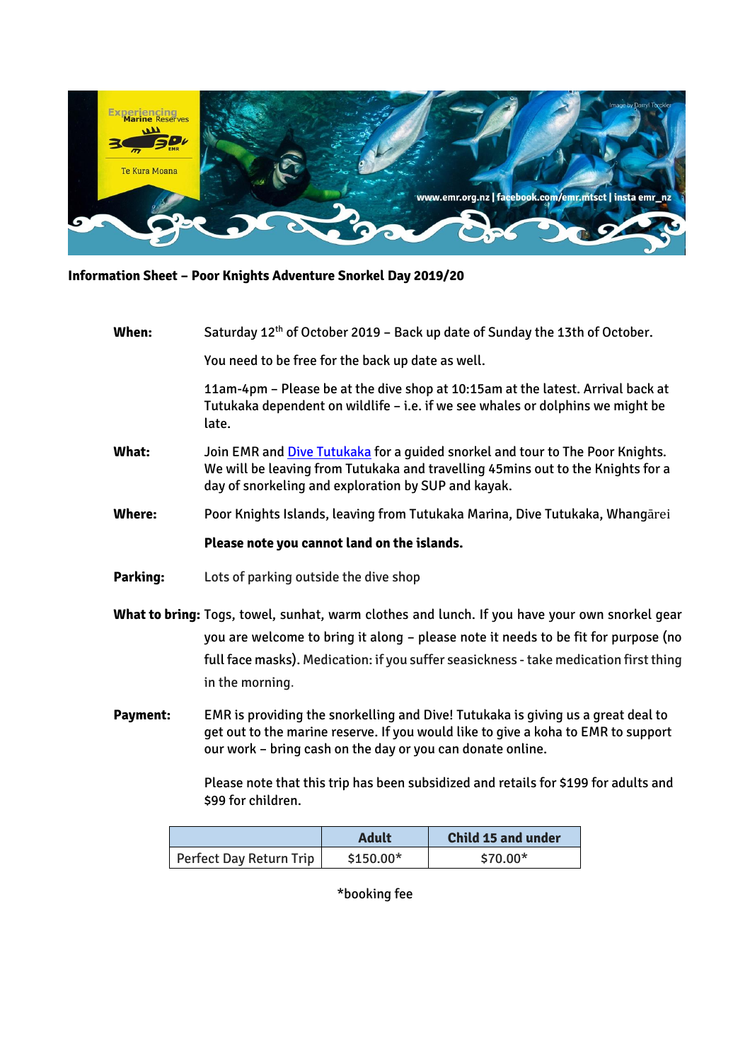**Information Sheet – Poor Knights Adventure Snorkel Day 2019/20**

**When:** Saturday 12th of October 2019 – Back up date of Sunday the 13th of October.

You need to be free for the back up date as well.

11am-4pm – Please be at the dive shop at 10:15am at the latest. Arrival back at Tutukaka dependent on wildlife – i.e. if we see whales or dolphins we might be late.

**What:** Join EMR and [Dive Tutukaka] for a guided snorkel and tour to The Poor Knights. We will be leaving from Tutukaka and travelling 45mins out to the Knights for a day of snorkeling and exploration by SUP and kayak.

**Where:** Poor Knights Islands, leaving from Tutukaka Marina, Dive Tutukaka, Whangārei

**Please note you cannot land on the islands.**

**Parking:** Lots of parking outside the dive shop

**What to bring:** Togs, towel, sunhat, warm clothes and lunch. If you have your own snorkel gear you are welcome to bring it along – please note it needs to be fit for purpose (no full face masks). Medication: if you suffer seasickness - take medication first thing in the morning.

**Payment:** EMR is providing the snorkelling and Dive! Tutukaka is giving us a great deal to get out to the marine reserve. If you would like to give a koha to EMR to support our work – bring cash on the day or you can donate online.

Please note that this trip has been subsidized and retails for $199 for adults and $99 for children.

| | Adult | Child 15 and under |
|---|---|---|
| Perfect Day Return Trip | $150.00* | $70.00* |

*booking fee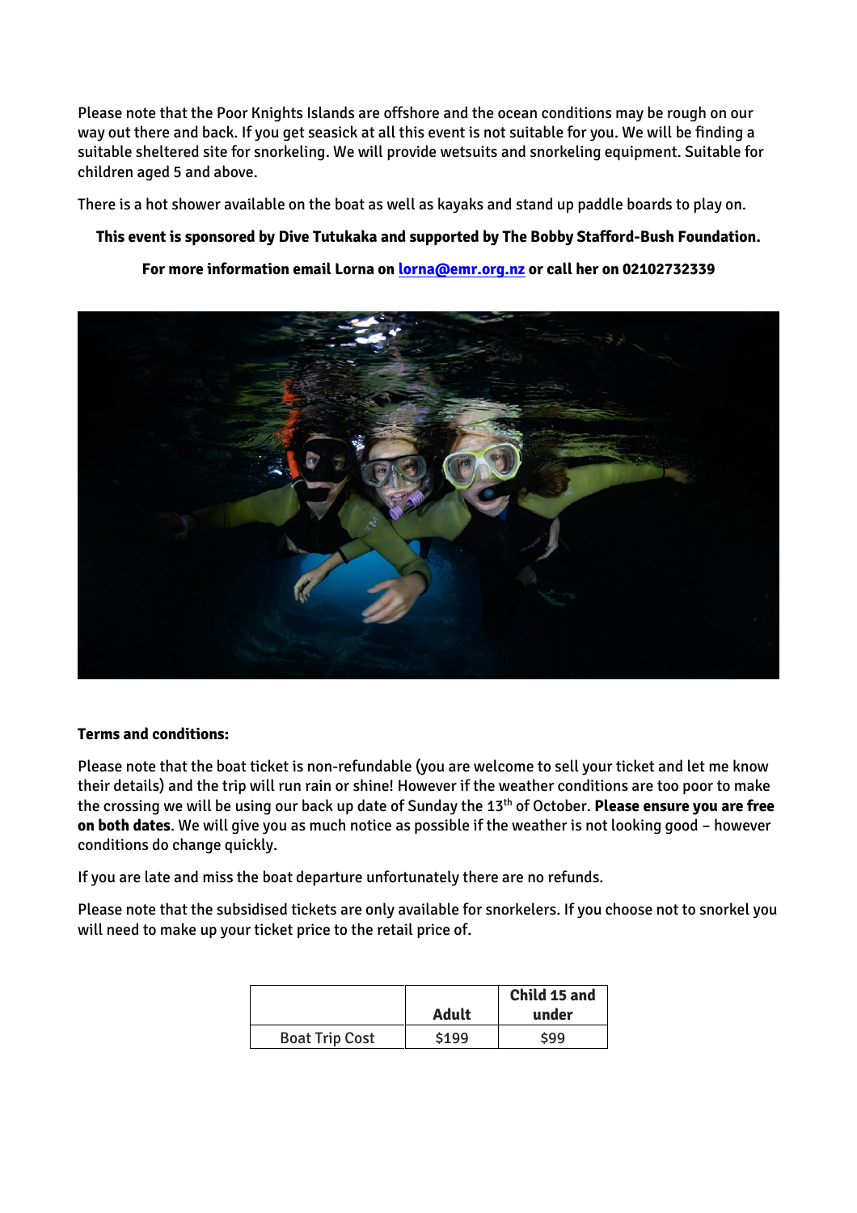Please note that the Poor Knights Islands are offshore and the ocean conditions may be rough on our way out there and back. If you get seasick at all this event is not suitable for you. We will be finding a suitable sheltered site for snorkeling. We will provide wetsuits and snorkeling equipment. Suitable for children aged 5 and above.

There is a hot shower available on the boat as well as kayaks and stand up paddle boards to play on.

**This event is sponsored by Dive Tutukaka and supported by The Bobby Stafford-Bush Foundation.**

**For more information email Lorna on [lorna@emr.org.nz](mailto:lorna@emr.org.nz) or call her on 02102732339**

**Terms and conditions:**

Please note that the boat ticket is non-refundable (you are welcome to sell your ticket and let me know their details) and the trip will run rain or shine! However if the weather conditions are too poor to make the crossing we will be using our back up date of Sunday the 13th of October. **Please ensure you are free on both dates**. We will give you as much notice as possible if the weather is not looking good – however conditions do change quickly.

If you are late and miss the boat departure unfortunately there are no refunds.

Please note that the subsidised tickets are only available for snorkelers. If you choose not to snorkel you will need to make up your ticket price to the retail price of.

| | **Adult** | **Child 15 and under** |
|---|---|---|
| Boat Trip Cost | $199 | $99 |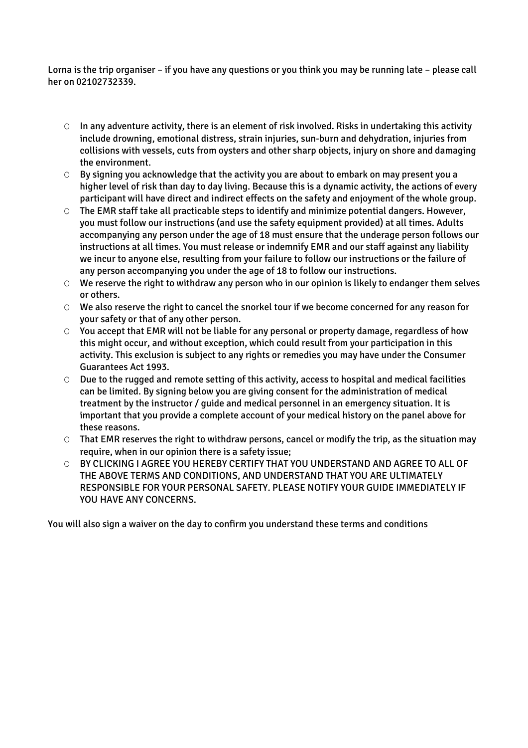Lorna is the trip organiser – if you have any questions or you think you may be running late – please call her on 02102732339.

- In any adventure activity, there is an element of risk involved. Risks in undertaking this activity include drowning, emotional distress, strain injuries, sun-burn and dehydration, injuries from collisions with vessels, cuts from oysters and other sharp objects, injury on shore and damaging the environment.
- By signing you acknowledge that the activity you are about to embark on may present you a higher level of risk than day to day living. Because this is a dynamic activity, the actions of every participant will have direct and indirect effects on the safety and enjoyment of the whole group.
- The EMR staff take all practicable steps to identify and minimize potential dangers. However, you must follow our instructions (and use the safety equipment provided) at all times. Adults accompanying any person under the age of 18 must ensure that the underage person follows our instructions at all times. You must release or indemnify EMR and our staff against any liability we incur to anyone else, resulting from your failure to follow our instructions or the failure of any person accompanying you under the age of 18 to follow our instructions.
- We reserve the right to withdraw any person who in our opinion is likely to endanger them selves or others.
- We also reserve the right to cancel the snorkel tour if we become concerned for any reason for your safety or that of any other person.
- You accept that EMR will not be liable for any personal or property damage, regardless of how this might occur, and without exception, which could result from your participation in this activity. This exclusion is subject to any rights or remedies you may have under the Consumer Guarantees Act 1993.
- Due to the rugged and remote setting of this activity, access to hospital and medical facilities can be limited. By signing below you are giving consent for the administration of medical treatment by the instructor / guide and medical personnel in an emergency situation. It is important that you provide a complete account of your medical history on the panel above for these reasons.
- That EMR reserves the right to withdraw persons, cancel or modify the trip, as the situation may require, when in our opinion there is a safety issue;
- BY CLICKING I AGREE YOU HEREBY CERTIFY THAT YOU UNDERSTAND AND AGREE TO ALL OF THE ABOVE TERMS AND CONDITIONS, AND UNDERSTAND THAT YOU ARE ULTIMATELY RESPONSIBLE FOR YOUR PERSONAL SAFETY. PLEASE NOTIFY YOUR GUIDE IMMEDIATELY IF YOU HAVE ANY CONCERNS.

You will also sign a waiver on the day to confirm you understand these terms and conditions